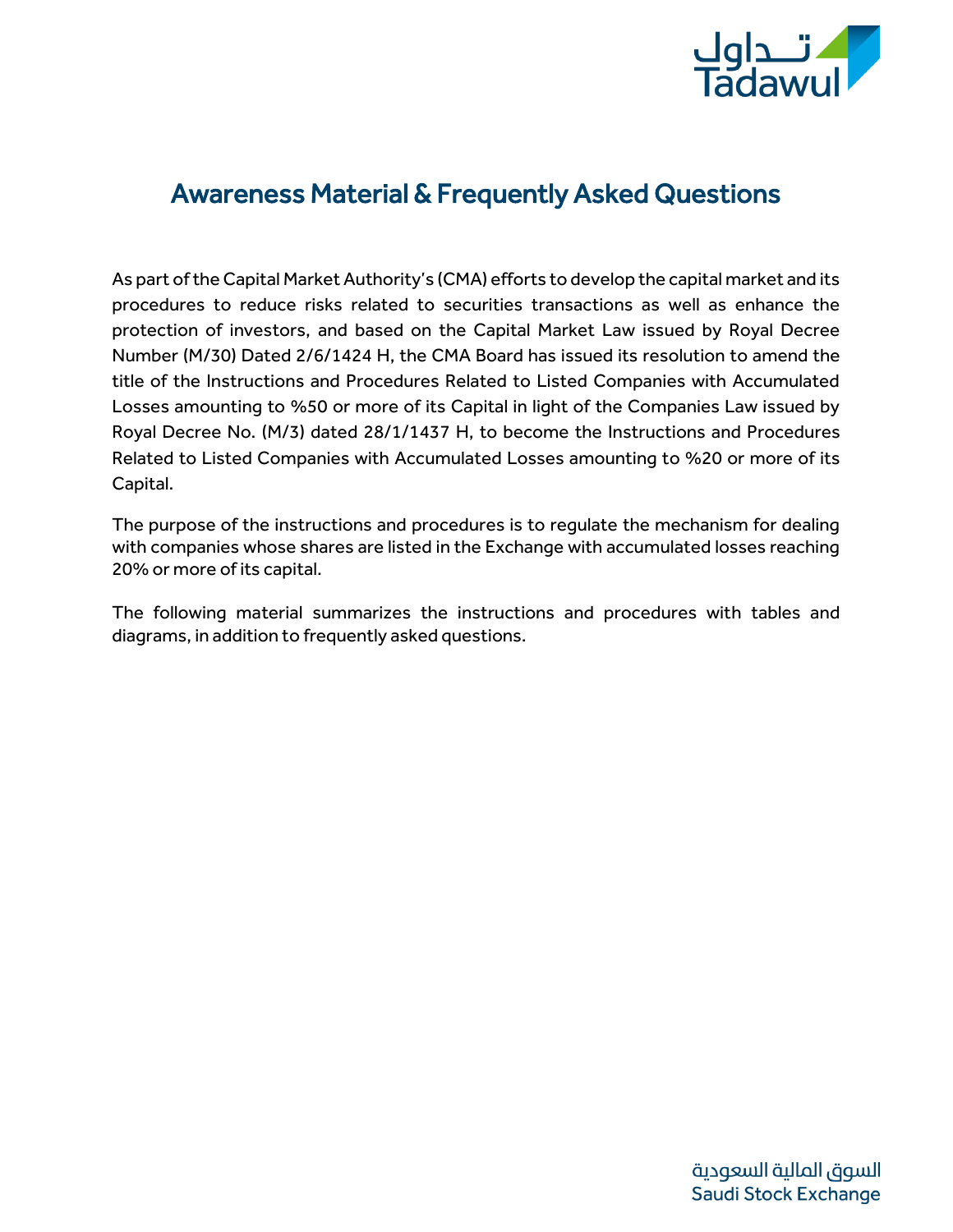# Awareness Material & Frequently Asked Questions

As part of the Capital Market Authority's (CMA) efforts to develop the capital market and its procedures to reduce risks related to securities transactions as well as enhance the protection of investors, and based on the Capital Market Law issued by Royal Decree Number (M/30) Dated 2/6/1424 H, the CMA Board has issued its resolution to amend the title of the Instructions and Procedures Related to Listed Companies with Accumulated Losses amounting to %50 or more of its Capital in light of the Companies Law issued by Royal Decree No. (M/3) dated 28/1/1437 H, to become the Instructions and Procedures Related to Listed Companies with Accumulated Losses amounting to %20 or more of its Capital.

The purpose of the instructions and procedures is to regulate the mechanism for dealing with companies whose shares are listed in the Exchange with accumulated losses reaching 20% or more of its capital.

The following material summarizes the instructions and procedures with tables and diagrams, in addition to frequently asked questions.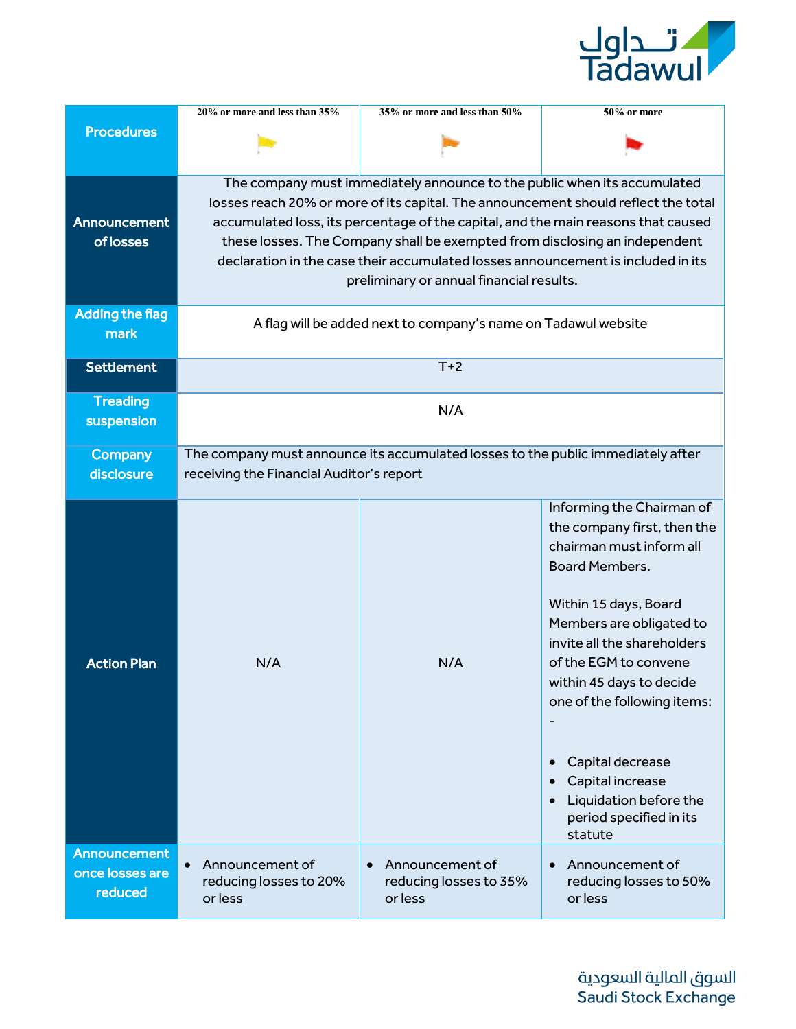| Procedures | 20% or more and less than 35% | 35% or more and less than 50% | 50% or more |
| --- | --- | --- | --- |
| Announcement of losses | The company must immediately announce to the public when its accumulated losses reach 20% or more of its capital. The announcement should reflect the total accumulated loss, its percentage of the capital, and the main reasons that caused these losses. The Company shall be exempted from disclosing an independent declaration in the case their accumulated losses announcement is included in its preliminary or annual financial results. | | |
| Adding the flag mark | A flag will be added next to company's name on Tadawul website | | |
| Settlement | T+2 | | |
| Treading suspension | N/A | | |
| Company disclosure | The company must announce its accumulated losses to the public immediately after receiving the Financial Auditor's report | | |
| Action Plan | N/A | N/A | Informing the Chairman of the company first, then the chairman must inform all Board Members.<br><br>Within 15 days, Board Members are obligated to invite all the shareholders of the EGM to convene within 45 days to decide one of the following items: -<br><br>• Capital decrease<br>• Capital increase<br>• Liquidation before the period specified in its statute |
| Announcement once losses are reduced | • Announcement of reducing losses to 20% or less | • Announcement of reducing losses to 35% or less | • Announcement of reducing losses to 50% or less |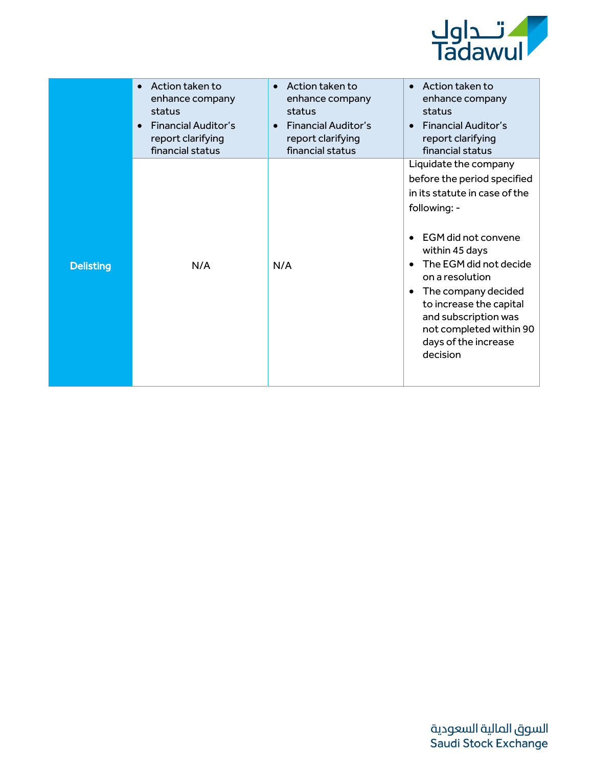| | | | |
|---|---|---|---|
| | • Action taken to enhance company status<br>• Financial Auditor's report clarifying financial status | • Action taken to enhance company status<br>• Financial Auditor's report clarifying financial status | • Action taken to enhance company status<br>• Financial Auditor's report clarifying financial status |
| **Delisting** | N/A | N/A | Liquidate the company before the period specified in its statute in case of the following: -<br><br>• EGM did not convene within 45 days<br>• The EGM did not decide on a resolution<br>• The company decided to increase the capital and subscription was not completed within 90 days of the increase decision |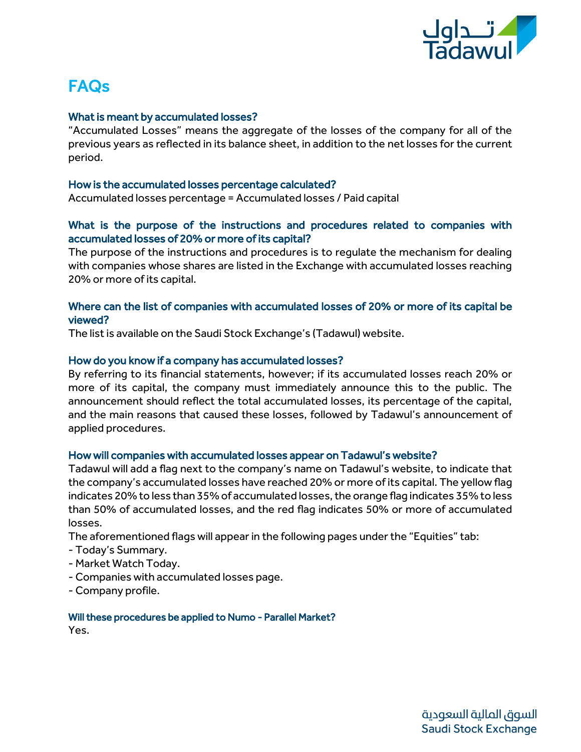# FAQs

### What is meant by accumulated losses?

"Accumulated Losses" means the aggregate of the losses of the company for all of the previous years as reflected in its balance sheet, in addition to the net losses for the current period.

### How is the accumulated losses percentage calculated?

Accumulated losses percentage = Accumulated losses / Paid capital

### What is the purpose of the instructions and procedures related to companies with accumulated losses of 20% or more of its capital?

The purpose of the instructions and procedures is to regulate the mechanism for dealing with companies whose shares are listed in the Exchange with accumulated losses reaching 20% or more of its capital.

### Where can the list of companies with accumulated losses of 20% or more of its capital be viewed?

The list is available on the Saudi Stock Exchange's (Tadawul) website.

### How do you know if a company has accumulated losses?

By referring to its financial statements, however; if its accumulated losses reach 20% or more of its capital, the company must immediately announce this to the public. The announcement should reflect the total accumulated losses, its percentage of the capital, and the main reasons that caused these losses, followed by Tadawul's announcement of applied procedures.

### How will companies with accumulated losses appear on Tadawul's website?

Tadawul will add a flag next to the company's name on Tadawul's website, to indicate that the company's accumulated losses have reached 20% or more of its capital. The yellow flag indicates 20% to less than 35% of accumulated losses, the orange flag indicates 35% to less than 50% of accumulated losses, and the red flag indicates 50% or more of accumulated losses.

The aforementioned flags will appear in the following pages under the "Equities" tab:

- Today's Summary.
- Market Watch Today.
- Companies with accumulated losses page.
- Company profile.

### Will these procedures be applied to Numo - Parallel Market?

Yes.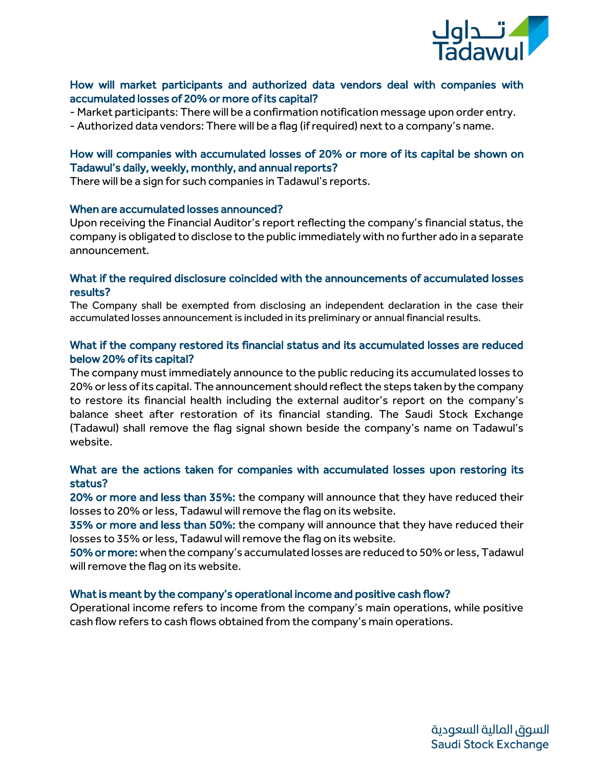### How will market participants and authorized data vendors deal with companies with accumulated losses of 20% or more of its capital?

- Market participants: There will be a confirmation notification message upon order entry.
- Authorized data vendors: There will be a flag (if required) next to a company's name.

### How will companies with accumulated losses of 20% or more of its capital be shown on Tadawul's daily, weekly, monthly, and annual reports?

There will be a sign for such companies in Tadawul's reports.

### When are accumulated losses announced?

Upon receiving the Financial Auditor's report reflecting the company's financial status, the company is obligated to disclose to the public immediately with no further ado in a separate announcement.

### What if the required disclosure coincided with the announcements of accumulated losses results?

The Company shall be exempted from disclosing an independent declaration in the case their accumulated losses announcement is included in its preliminary or annual financial results.

### What if the company restored its financial status and its accumulated losses are reduced below 20% of its capital?

The company must immediately announce to the public reducing its accumulated losses to 20% or less of its capital. The announcement should reflect the steps taken by the company to restore its financial health including the external auditor's report on the company's balance sheet after restoration of its financial standing. The Saudi Stock Exchange (Tadawul) shall remove the flag signal shown beside the company's name on Tadawul's website.

### What are the actions taken for companies with accumulated losses upon restoring its status?

**20% or more and less than 35%:** the company will announce that they have reduced their losses to 20% or less, Tadawul will remove the flag on its website.

**35% or more and less than 50%:** the company will announce that they have reduced their losses to 35% or less, Tadawul will remove the flag on its website.

**50% or more:** when the company's accumulated losses are reduced to 50% or less, Tadawul will remove the flag on its website.

### What is meant by the company's operational income and positive cash flow?

Operational income refers to income from the company's main operations, while positive cash flow refers to cash flows obtained from the company's main operations.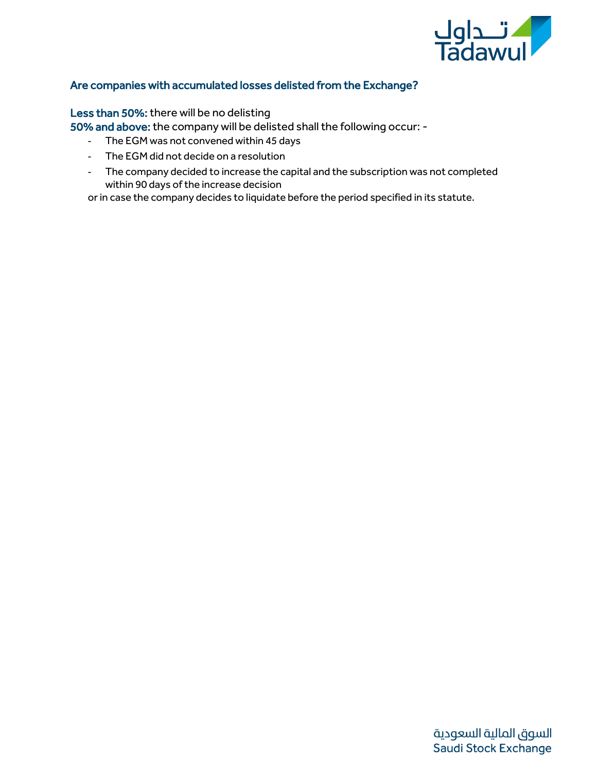## Are companies with accumulated losses delisted from the Exchange?

**Less than 50%:** there will be no delisting

**50% and above:** the company will be delisted shall the following occur: -

- The EGM was not convened within 45 days
- The EGM did not decide on a resolution
- The company decided to increase the capital and the subscription was not completed within 90 days of the increase decision

or in case the company decides to liquidate before the period specified in its statute.